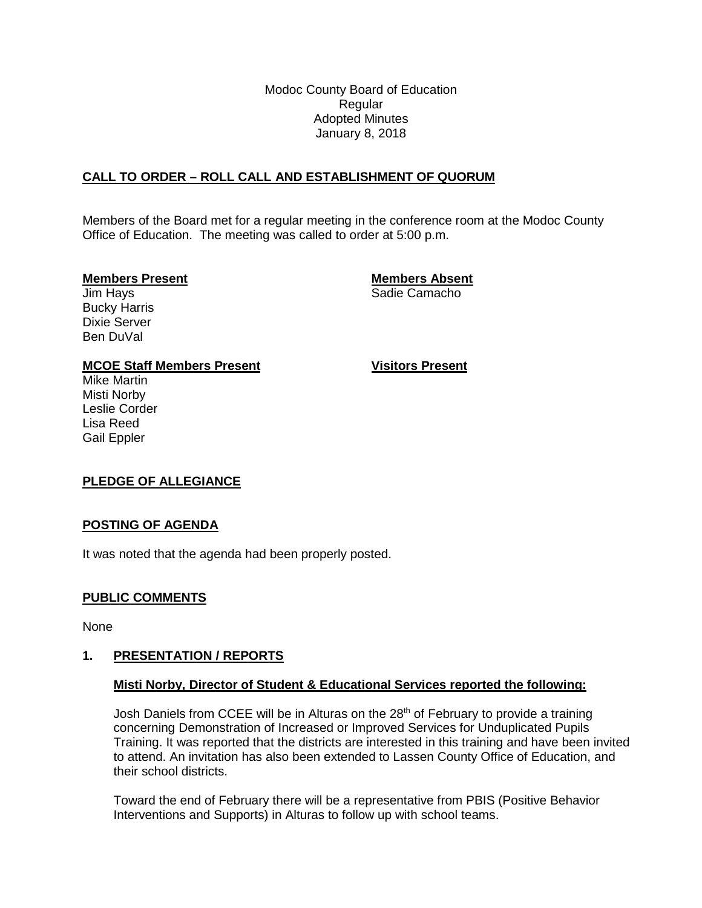Modoc County Board of Education
Regular
Adopted Minutes
January 8, 2018

## CALL TO ORDER – ROLL CALL AND ESTABLISHMENT OF QUORUM

Members of the Board met for a regular meeting in the conference room at the Modoc County Office of Education. The meeting was called to order at 5:00 p.m.

**Members Present**
Jim Hays
Bucky Harris
Dixie Server
Ben DuVal

**Members Absent**
Sadie Camacho

**MCOE Staff Members Present**
Mike Martin
Misti Norby
Leslie Corder
Lisa Reed
Gail Eppler

**Visitors Present**

## PLEDGE OF ALLEGIANCE

## POSTING OF AGENDA

It was noted that the agenda had been properly posted.

## PUBLIC COMMENTS

None

## 1. PRESENTATION / REPORTS

**Misti Norby, Director of Student & Educational Services reported the following:**

Josh Daniels from CCEE will be in Alturas on the 28th of February to provide a training concerning Demonstration of Increased or Improved Services for Unduplicated Pupils Training. It was reported that the districts are interested in this training and have been invited to attend. An invitation has also been extended to Lassen County Office of Education, and their school districts.

Toward the end of February there will be a representative from PBIS (Positive Behavior Interventions and Supports) in Alturas to follow up with school teams.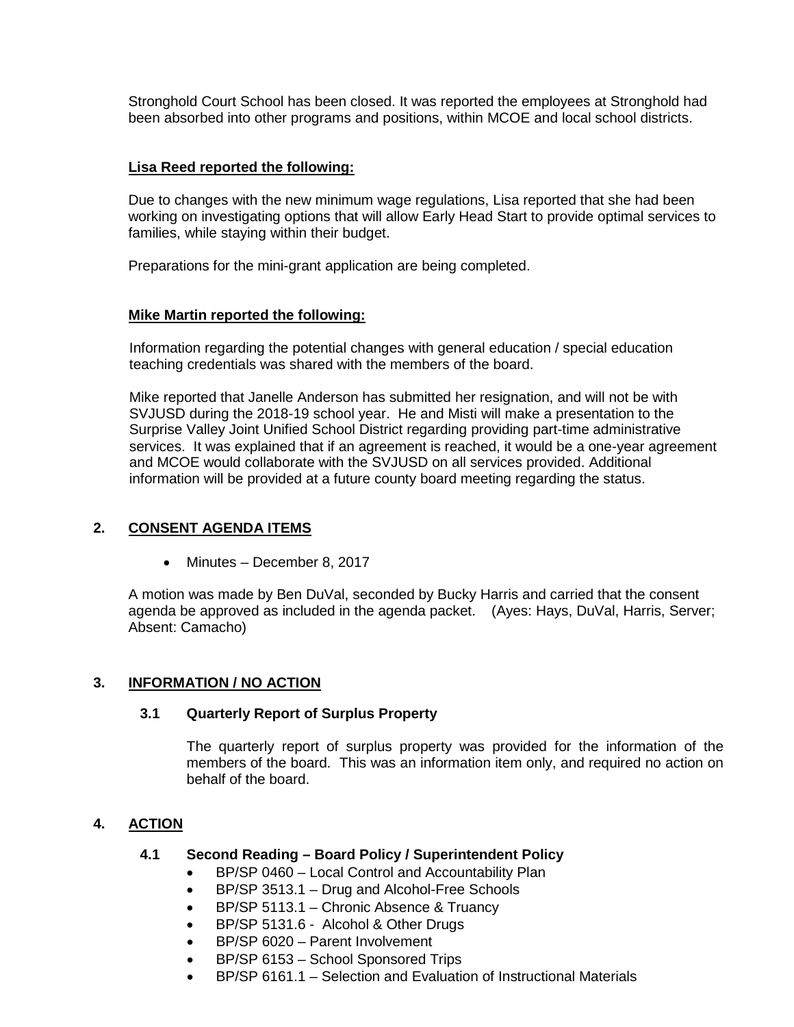Stronghold Court School has been closed. It was reported the employees at Stronghold had been absorbed into other programs and positions, within MCOE and local school districts.

**Lisa Reed reported the following:**

Due to changes with the new minimum wage regulations, Lisa reported that she had been working on investigating options that will allow Early Head Start to provide optimal services to families, while staying within their budget.

Preparations for the mini-grant application are being completed.

**Mike Martin reported the following:**

Information regarding the potential changes with general education / special education teaching credentials was shared with the members of the board.

Mike reported that Janelle Anderson has submitted her resignation, and will not be with SVJUSD during the 2018-19 school year. He and Misti will make a presentation to the Surprise Valley Joint Unified School District regarding providing part-time administrative services. It was explained that if an agreement is reached, it would be a one-year agreement and MCOE would collaborate with the SVJUSD on all services provided. Additional information will be provided at a future county board meeting regarding the status.

## 2. CONSENT AGENDA ITEMS

- Minutes – December 8, 2017

A motion was made by Ben DuVal, seconded by Bucky Harris and carried that the consent agenda be approved as included in the agenda packet. (Ayes: Hays, DuVal, Harris, Server; Absent: Camacho)

## 3. INFORMATION / NO ACTION

### 3.1 Quarterly Report of Surplus Property

The quarterly report of surplus property was provided for the information of the members of the board. This was an information item only, and required no action on behalf of the board.

## 4. ACTION

### 4.1 Second Reading – Board Policy / Superintendent Policy

- BP/SP 0460 – Local Control and Accountability Plan
- BP/SP 3513.1 – Drug and Alcohol-Free Schools
- BP/SP 5113.1 – Chronic Absence & Truancy
- BP/SP 5131.6 - Alcohol & Other Drugs
- BP/SP 6020 – Parent Involvement
- BP/SP 6153 – School Sponsored Trips
- BP/SP 6161.1 – Selection and Evaluation of Instructional Materials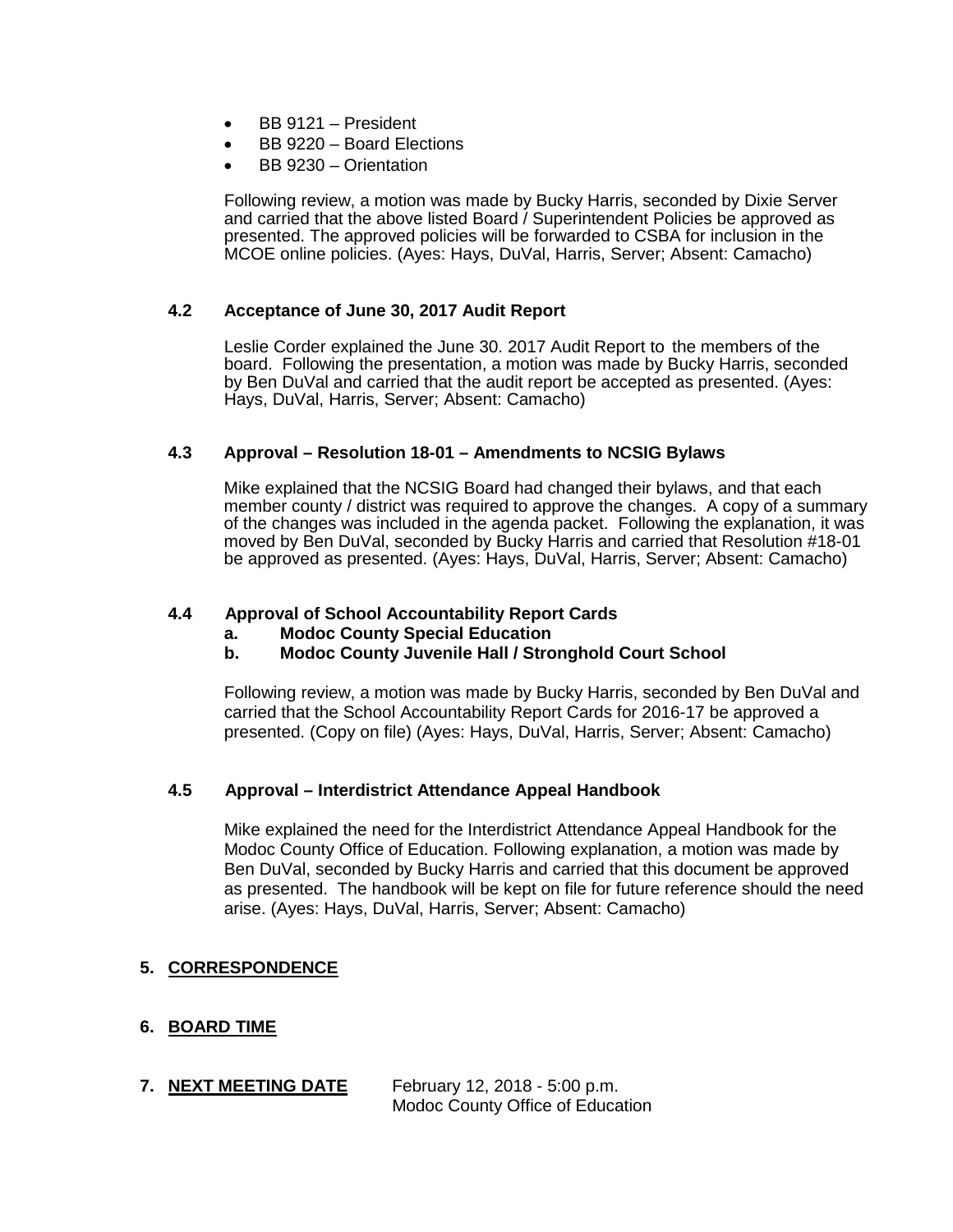- BB 9121 – President
- BB 9220 – Board Elections
- BB 9230 – Orientation

Following review, a motion was made by Bucky Harris, seconded by Dixie Server and carried that the above listed Board / Superintendent Policies be approved as presented. The approved policies will be forwarded to CSBA for inclusion in the MCOE online policies. (Ayes: Hays, DuVal, Harris, Server; Absent: Camacho)

### 4.2 Acceptance of June 30, 2017 Audit Report

Leslie Corder explained the June 30. 2017 Audit Report to the members of the board. Following the presentation, a motion was made by Bucky Harris, seconded by Ben DuVal and carried that the audit report be accepted as presented. (Ayes: Hays, DuVal, Harris, Server; Absent: Camacho)

### 4.3 Approval – Resolution 18-01 – Amendments to NCSIG Bylaws

Mike explained that the NCSIG Board had changed their bylaws, and that each member county / district was required to approve the changes. A copy of a summary of the changes was included in the agenda packet. Following the explanation, it was moved by Ben DuVal, seconded by Bucky Harris and carried that Resolution #18-01 be approved as presented. (Ayes: Hays, DuVal, Harris, Server; Absent: Camacho)

### 4.4 Approval of School Accountability Report Cards

**a. Modoc County Special Education**

**b. Modoc County Juvenile Hall / Stronghold Court School**

Following review, a motion was made by Bucky Harris, seconded by Ben DuVal and carried that the School Accountability Report Cards for 2016-17 be approved a presented. (Copy on file) (Ayes: Hays, DuVal, Harris, Server; Absent: Camacho)

### 4.5 Approval – Interdistrict Attendance Appeal Handbook

Mike explained the need for the Interdistrict Attendance Appeal Handbook for the Modoc County Office of Education. Following explanation, a motion was made by Ben DuVal, seconded by Bucky Harris and carried that this document be approved as presented. The handbook will be kept on file for future reference should the need arise. (Ayes: Hays, DuVal, Harris, Server; Absent: Camacho)

## 5. CORRESPONDENCE

## 6. BOARD TIME

## 7. NEXT MEETING DATE

February 12, 2018 - 5:00 p.m.
Modoc County Office of Education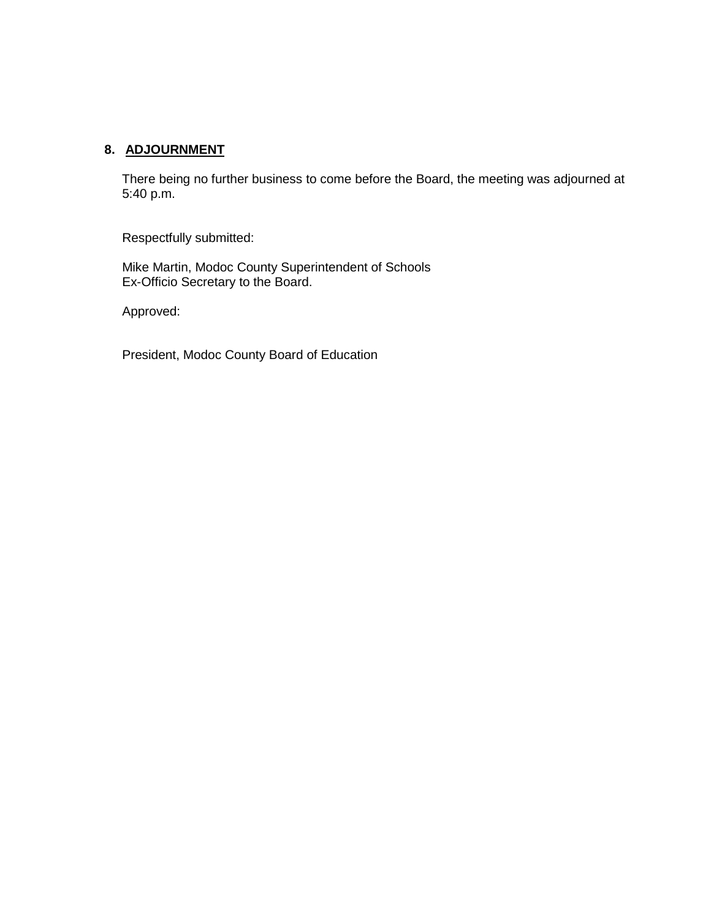## 8. **ADJOURNMENT**

There being no further business to come before the Board, the meeting was adjourned at 5:40 p.m.

Respectfully submitted:

Mike Martin, Modoc County Superintendent of Schools
Ex-Officio Secretary to the Board.

Approved:

President, Modoc County Board of Education